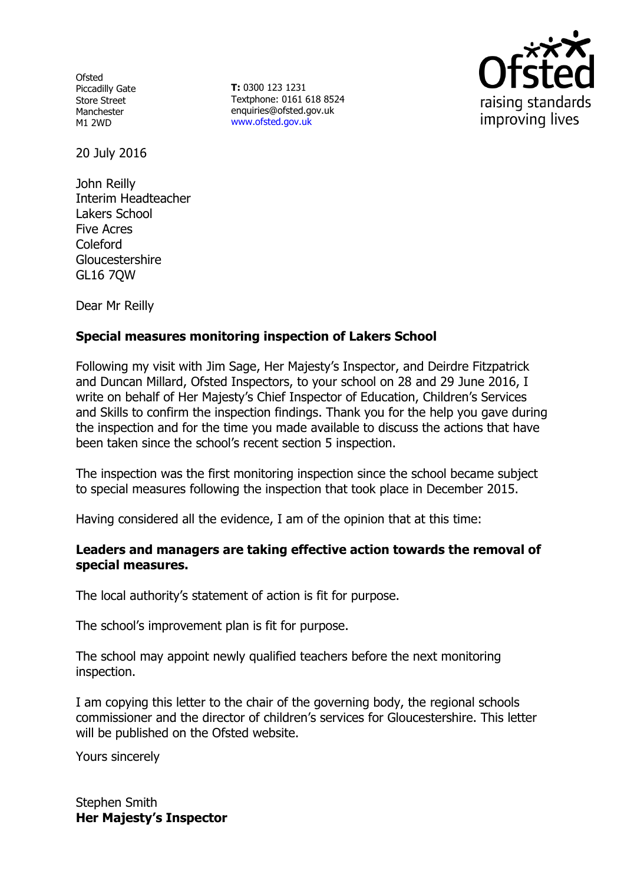Ofsted
Piccadilly Gate
Store Street
Manchester
M1 2WD

**T:** 0300 123 1231
Textphone: 0161 618 8524
enquiries@ofsted.gov.uk
www.ofsted.gov.uk

raising standards
improving lives

20 July 2016

John Reilly
Interim Headteacher
Lakers School
Five Acres
Coleford
Gloucestershire
GL16 7QW

Dear Mr Reilly

**Special measures monitoring inspection of Lakers School**

Following my visit with Jim Sage, Her Majesty's Inspector, and Deirdre Fitzpatrick and Duncan Millard, Ofsted Inspectors, to your school on 28 and 29 June 2016, I write on behalf of Her Majesty's Chief Inspector of Education, Children's Services and Skills to confirm the inspection findings. Thank you for the help you gave during the inspection and for the time you made available to discuss the actions that have been taken since the school's recent section 5 inspection.

The inspection was the first monitoring inspection since the school became subject to special measures following the inspection that took place in December 2015.

Having considered all the evidence, I am of the opinion that at this time:

**Leaders and managers are taking effective action towards the removal of special measures.**

The local authority's statement of action is fit for purpose.

The school's improvement plan is fit for purpose.

The school may appoint newly qualified teachers before the next monitoring inspection.

I am copying this letter to the chair of the governing body, the regional schools commissioner and the director of children's services for Gloucestershire. This letter will be published on the Ofsted website.

Yours sincerely

Stephen Smith
**Her Majesty's Inspector**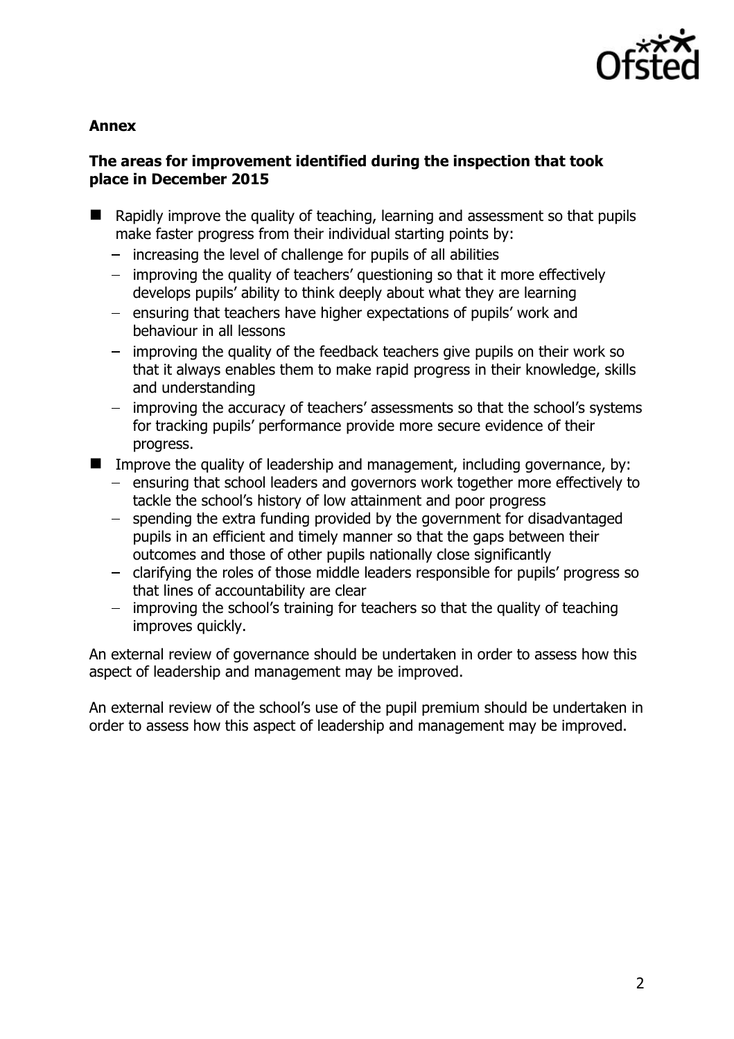**Annex**

**The areas for improvement identified during the inspection that took place in December 2015**

- Rapidly improve the quality of teaching, learning and assessment so that pupils make faster progress from their individual starting points by:
  - increasing the level of challenge for pupils of all abilities
  - improving the quality of teachers' questioning so that it more effectively develops pupils' ability to think deeply about what they are learning
  - ensuring that teachers have higher expectations of pupils' work and behaviour in all lessons
  - improving the quality of the feedback teachers give pupils on their work so that it always enables them to make rapid progress in their knowledge, skills and understanding
  - improving the accuracy of teachers' assessments so that the school's systems for tracking pupils' performance provide more secure evidence of their progress.
- Improve the quality of leadership and management, including governance, by:
  - ensuring that school leaders and governors work together more effectively to tackle the school's history of low attainment and poor progress
  - spending the extra funding provided by the government for disadvantaged pupils in an efficient and timely manner so that the gaps between their outcomes and those of other pupils nationally close significantly
  - clarifying the roles of those middle leaders responsible for pupils' progress so that lines of accountability are clear
  - improving the school's training for teachers so that the quality of teaching improves quickly.

An external review of governance should be undertaken in order to assess how this aspect of leadership and management may be improved.

An external review of the school's use of the pupil premium should be undertaken in order to assess how this aspect of leadership and management may be improved.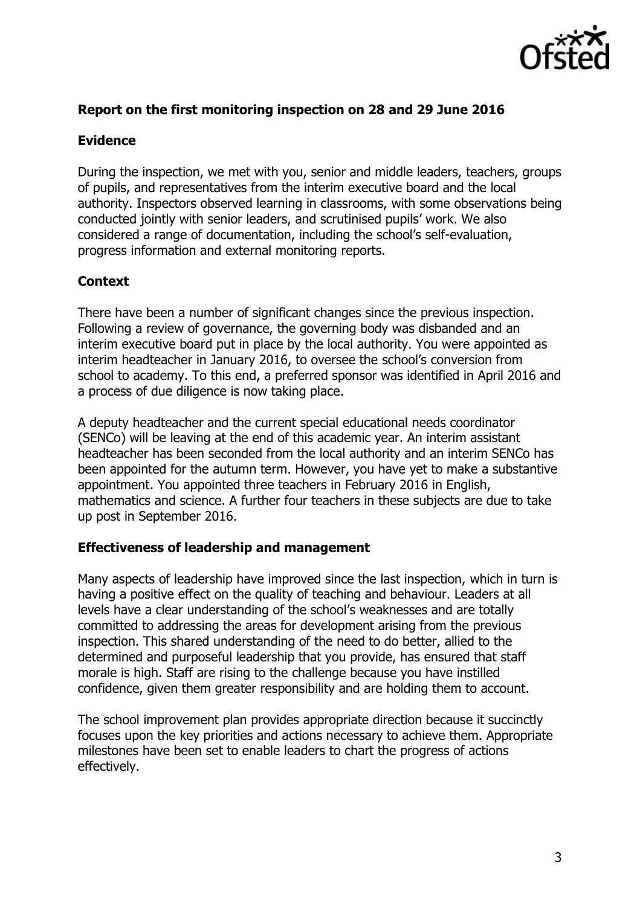## Report on the first monitoring inspection on 28 and 29 June 2016

### Evidence

During the inspection, we met with you, senior and middle leaders, teachers, groups of pupils, and representatives from the interim executive board and the local authority. Inspectors observed learning in classrooms, with some observations being conducted jointly with senior leaders, and scrutinised pupils' work. We also considered a range of documentation, including the school's self-evaluation, progress information and external monitoring reports.

### Context

There have been a number of significant changes since the previous inspection. Following a review of governance, the governing body was disbanded and an interim executive board put in place by the local authority. You were appointed as interim headteacher in January 2016, to oversee the school's conversion from school to academy. To this end, a preferred sponsor was identified in April 2016 and a process of due diligence is now taking place.

A deputy headteacher and the current special educational needs coordinator (SENCo) will be leaving at the end of this academic year. An interim assistant headteacher has been seconded from the local authority and an interim SENCo has been appointed for the autumn term. However, you have yet to make a substantive appointment. You appointed three teachers in February 2016 in English, mathematics and science. A further four teachers in these subjects are due to take up post in September 2016.

### Effectiveness of leadership and management

Many aspects of leadership have improved since the last inspection, which in turn is having a positive effect on the quality of teaching and behaviour. Leaders at all levels have a clear understanding of the school's weaknesses and are totally committed to addressing the areas for development arising from the previous inspection. This shared understanding of the need to do better, allied to the determined and purposeful leadership that you provide, has ensured that staff morale is high. Staff are rising to the challenge because you have instilled confidence, given them greater responsibility and are holding them to account.

The school improvement plan provides appropriate direction because it succinctly focuses upon the key priorities and actions necessary to achieve them. Appropriate milestones have been set to enable leaders to chart the progress of actions effectively.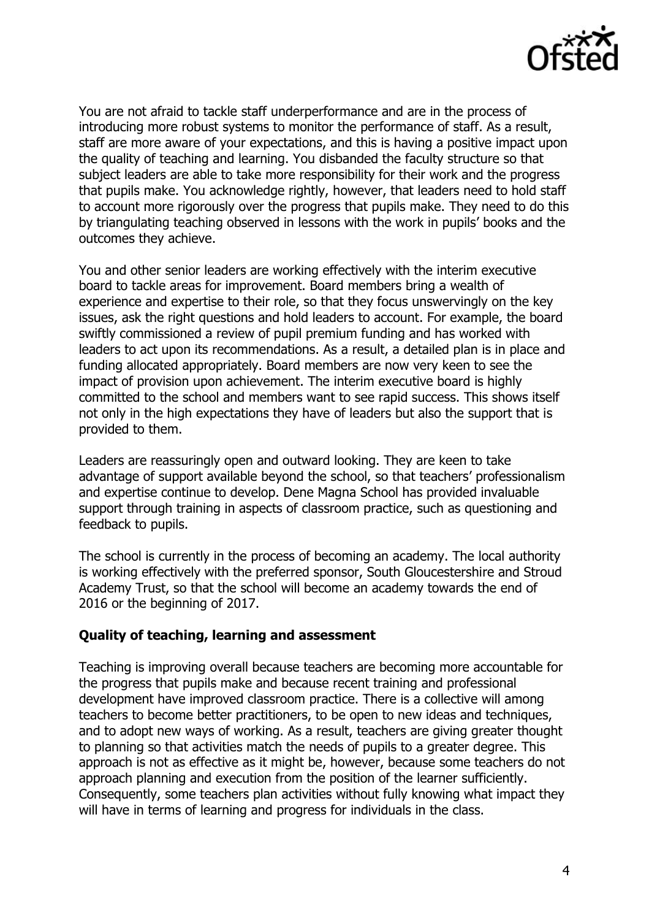You are not afraid to tackle staff underperformance and are in the process of introducing more robust systems to monitor the performance of staff. As a result, staff are more aware of your expectations, and this is having a positive impact upon the quality of teaching and learning. You disbanded the faculty structure so that subject leaders are able to take more responsibility for their work and the progress that pupils make. You acknowledge rightly, however, that leaders need to hold staff to account more rigorously over the progress that pupils make. They need to do this by triangulating teaching observed in lessons with the work in pupils' books and the outcomes they achieve.

You and other senior leaders are working effectively with the interim executive board to tackle areas for improvement. Board members bring a wealth of experience and expertise to their role, so that they focus unswervingly on the key issues, ask the right questions and hold leaders to account. For example, the board swiftly commissioned a review of pupil premium funding and has worked with leaders to act upon its recommendations. As a result, a detailed plan is in place and funding allocated appropriately. Board members are now very keen to see the impact of provision upon achievement. The interim executive board is highly committed to the school and members want to see rapid success. This shows itself not only in the high expectations they have of leaders but also the support that is provided to them.

Leaders are reassuringly open and outward looking. They are keen to take advantage of support available beyond the school, so that teachers' professionalism and expertise continue to develop. Dene Magna School has provided invaluable support through training in aspects of classroom practice, such as questioning and feedback to pupils.

The school is currently in the process of becoming an academy. The local authority is working effectively with the preferred sponsor, South Gloucestershire and Stroud Academy Trust, so that the school will become an academy towards the end of 2016 or the beginning of 2017.

**Quality of teaching, learning and assessment**

Teaching is improving overall because teachers are becoming more accountable for the progress that pupils make and because recent training and professional development have improved classroom practice. There is a collective will among teachers to become better practitioners, to be open to new ideas and techniques, and to adopt new ways of working. As a result, teachers are giving greater thought to planning so that activities match the needs of pupils to a greater degree. This approach is not as effective as it might be, however, because some teachers do not approach planning and execution from the position of the learner sufficiently. Consequently, some teachers plan activities without fully knowing what impact they will have in terms of learning and progress for individuals in the class.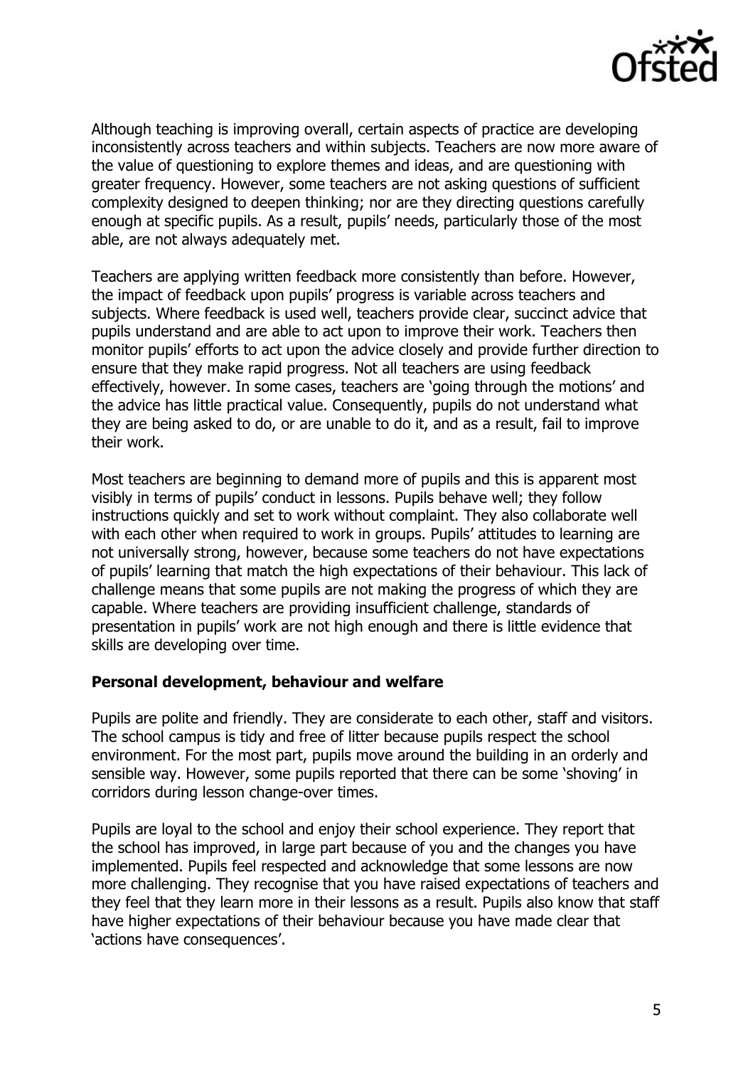Although teaching is improving overall, certain aspects of practice are developing inconsistently across teachers and within subjects. Teachers are now more aware of the value of questioning to explore themes and ideas, and are questioning with greater frequency. However, some teachers are not asking questions of sufficient complexity designed to deepen thinking; nor are they directing questions carefully enough at specific pupils. As a result, pupils' needs, particularly those of the most able, are not always adequately met.

Teachers are applying written feedback more consistently than before. However, the impact of feedback upon pupils' progress is variable across teachers and subjects. Where feedback is used well, teachers provide clear, succinct advice that pupils understand and are able to act upon to improve their work. Teachers then monitor pupils' efforts to act upon the advice closely and provide further direction to ensure that they make rapid progress. Not all teachers are using feedback effectively, however. In some cases, teachers are 'going through the motions' and the advice has little practical value. Consequently, pupils do not understand what they are being asked to do, or are unable to do it, and as a result, fail to improve their work.

Most teachers are beginning to demand more of pupils and this is apparent most visibly in terms of pupils' conduct in lessons. Pupils behave well; they follow instructions quickly and set to work without complaint. They also collaborate well with each other when required to work in groups. Pupils' attitudes to learning are not universally strong, however, because some teachers do not have expectations of pupils' learning that match the high expectations of their behaviour. This lack of challenge means that some pupils are not making the progress of which they are capable. Where teachers are providing insufficient challenge, standards of presentation in pupils' work are not high enough and there is little evidence that skills are developing over time.

**Personal development, behaviour and welfare**

Pupils are polite and friendly. They are considerate to each other, staff and visitors. The school campus is tidy and free of litter because pupils respect the school environment. For the most part, pupils move around the building in an orderly and sensible way. However, some pupils reported that there can be some 'shoving' in corridors during lesson change-over times.

Pupils are loyal to the school and enjoy their school experience. They report that the school has improved, in large part because of you and the changes you have implemented. Pupils feel respected and acknowledge that some lessons are now more challenging. They recognise that you have raised expectations of teachers and they feel that they learn more in their lessons as a result. Pupils also know that staff have higher expectations of their behaviour because you have made clear that 'actions have consequences'.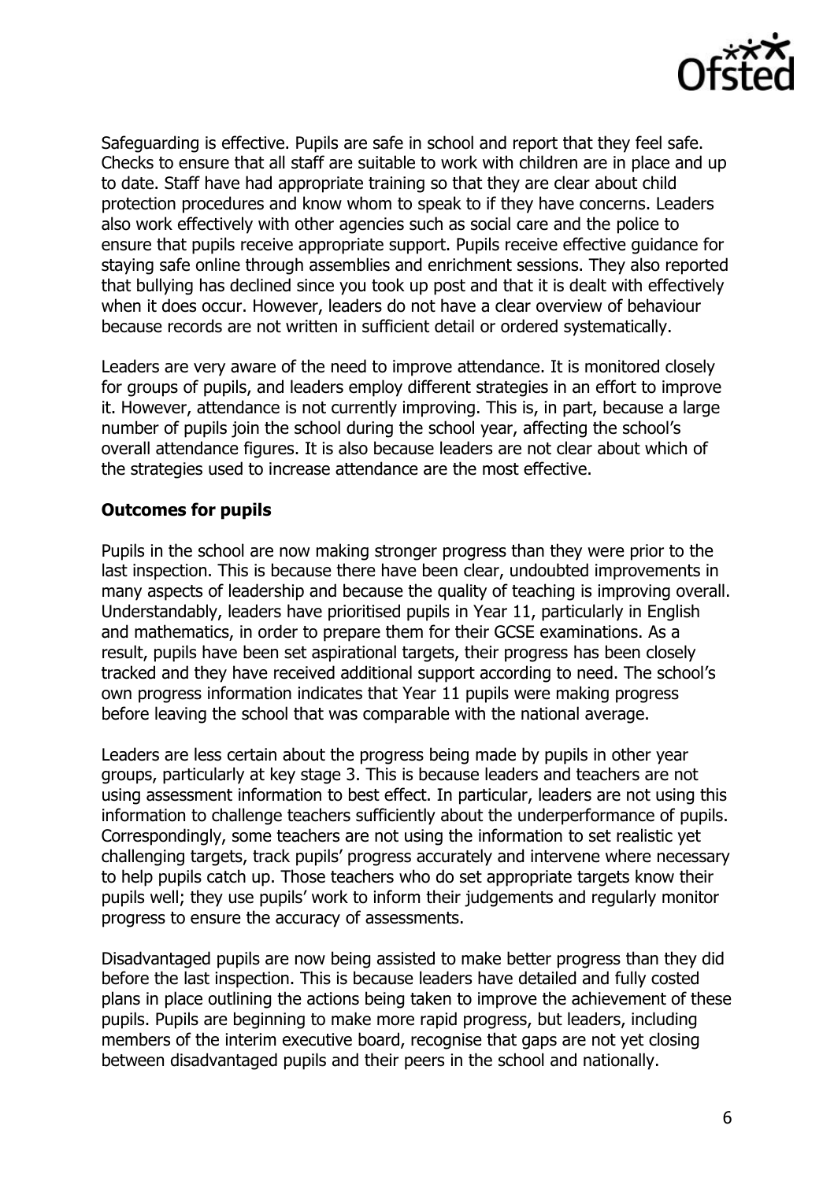Safeguarding is effective. Pupils are safe in school and report that they feel safe. Checks to ensure that all staff are suitable to work with children are in place and up to date. Staff have had appropriate training so that they are clear about child protection procedures and know whom to speak to if they have concerns. Leaders also work effectively with other agencies such as social care and the police to ensure that pupils receive appropriate support. Pupils receive effective guidance for staying safe online through assemblies and enrichment sessions. They also reported that bullying has declined since you took up post and that it is dealt with effectively when it does occur. However, leaders do not have a clear overview of behaviour because records are not written in sufficient detail or ordered systematically.

Leaders are very aware of the need to improve attendance. It is monitored closely for groups of pupils, and leaders employ different strategies in an effort to improve it. However, attendance is not currently improving. This is, in part, because a large number of pupils join the school during the school year, affecting the school's overall attendance figures. It is also because leaders are not clear about which of the strategies used to increase attendance are the most effective.

**Outcomes for pupils**

Pupils in the school are now making stronger progress than they were prior to the last inspection. This is because there have been clear, undoubted improvements in many aspects of leadership and because the quality of teaching is improving overall. Understandably, leaders have prioritised pupils in Year 11, particularly in English and mathematics, in order to prepare them for their GCSE examinations. As a result, pupils have been set aspirational targets, their progress has been closely tracked and they have received additional support according to need. The school's own progress information indicates that Year 11 pupils were making progress before leaving the school that was comparable with the national average.

Leaders are less certain about the progress being made by pupils in other year groups, particularly at key stage 3. This is because leaders and teachers are not using assessment information to best effect. In particular, leaders are not using this information to challenge teachers sufficiently about the underperformance of pupils. Correspondingly, some teachers are not using the information to set realistic yet challenging targets, track pupils' progress accurately and intervene where necessary to help pupils catch up. Those teachers who do set appropriate targets know their pupils well; they use pupils' work to inform their judgements and regularly monitor progress to ensure the accuracy of assessments.

Disadvantaged pupils are now being assisted to make better progress than they did before the last inspection. This is because leaders have detailed and fully costed plans in place outlining the actions being taken to improve the achievement of these pupils. Pupils are beginning to make more rapid progress, but leaders, including members of the interim executive board, recognise that gaps are not yet closing between disadvantaged pupils and their peers in the school and nationally.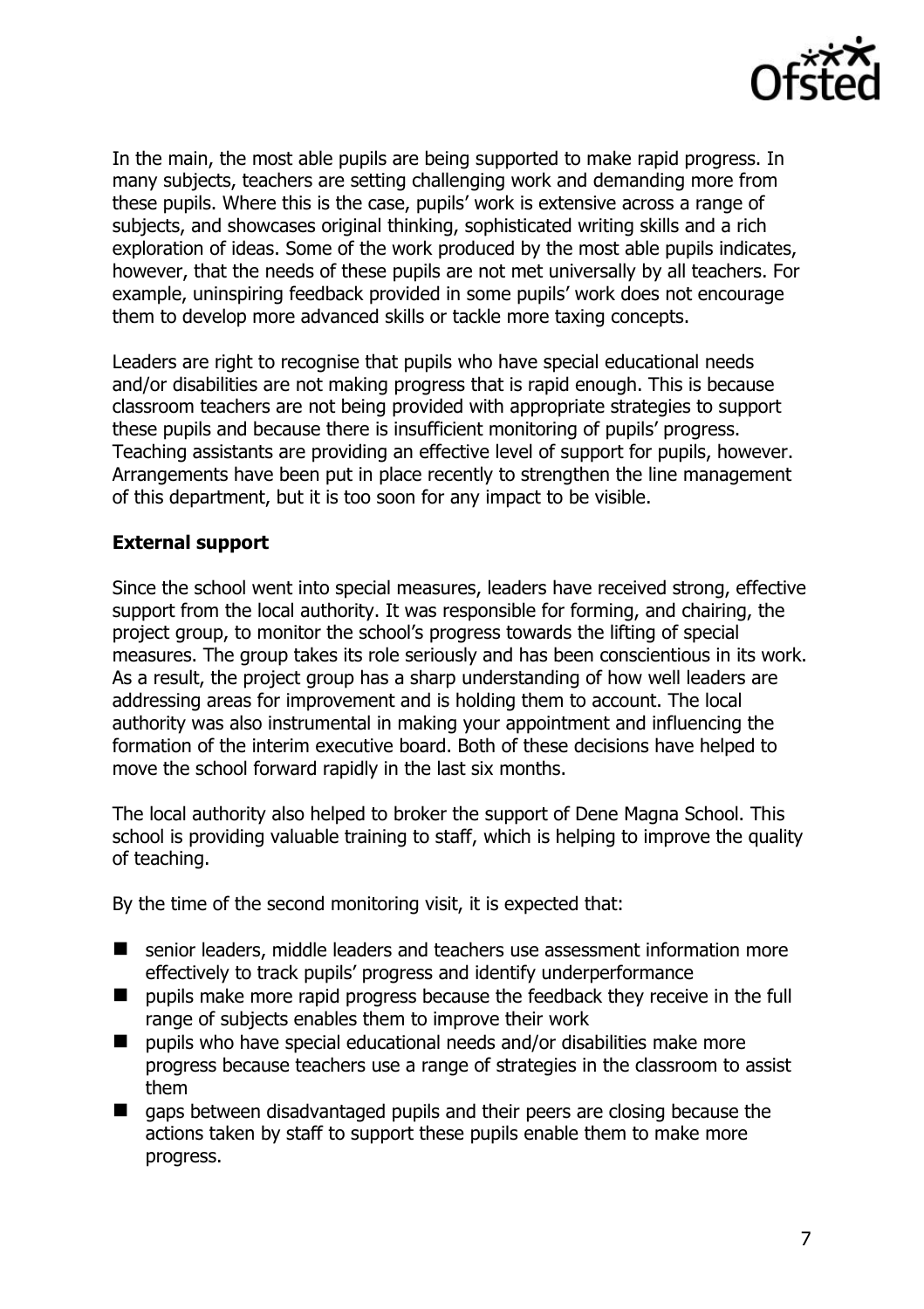In the main, the most able pupils are being supported to make rapid progress. In many subjects, teachers are setting challenging work and demanding more from these pupils. Where this is the case, pupils' work is extensive across a range of subjects, and showcases original thinking, sophisticated writing skills and a rich exploration of ideas. Some of the work produced by the most able pupils indicates, however, that the needs of these pupils are not met universally by all teachers. For example, uninspiring feedback provided in some pupils' work does not encourage them to develop more advanced skills or tackle more taxing concepts.

Leaders are right to recognise that pupils who have special educational needs and/or disabilities are not making progress that is rapid enough. This is because classroom teachers are not being provided with appropriate strategies to support these pupils and because there is insufficient monitoring of pupils' progress. Teaching assistants are providing an effective level of support for pupils, however. Arrangements have been put in place recently to strengthen the line management of this department, but it is too soon for any impact to be visible.

**External support**

Since the school went into special measures, leaders have received strong, effective support from the local authority. It was responsible for forming, and chairing, the project group, to monitor the school's progress towards the lifting of special measures. The group takes its role seriously and has been conscientious in its work. As a result, the project group has a sharp understanding of how well leaders are addressing areas for improvement and is holding them to account. The local authority was also instrumental in making your appointment and influencing the formation of the interim executive board. Both of these decisions have helped to move the school forward rapidly in the last six months.

The local authority also helped to broker the support of Dene Magna School. This school is providing valuable training to staff, which is helping to improve the quality of teaching.

By the time of the second monitoring visit, it is expected that:

- senior leaders, middle leaders and teachers use assessment information more effectively to track pupils' progress and identify underperformance
- pupils make more rapid progress because the feedback they receive in the full range of subjects enables them to improve their work
- pupils who have special educational needs and/or disabilities make more progress because teachers use a range of strategies in the classroom to assist them
- gaps between disadvantaged pupils and their peers are closing because the actions taken by staff to support these pupils enable them to make more progress.